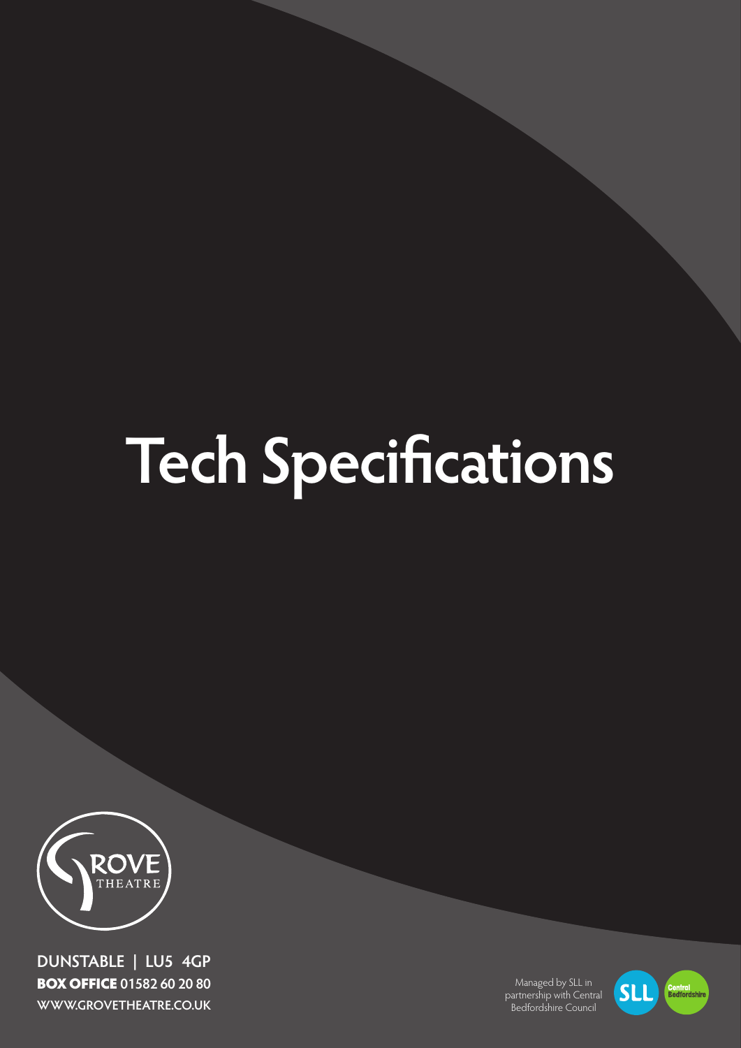# Tech Specifications

GROVE THEATRE

DUNSTABLE | LU5 4GP

**BOX OFFICE** 01582 60 20 80

WWW.GROVETHEATRE.CO.UK

Managed by SLL in partnership with Central Bedfordshire Council

SLL

Central Bedfordshire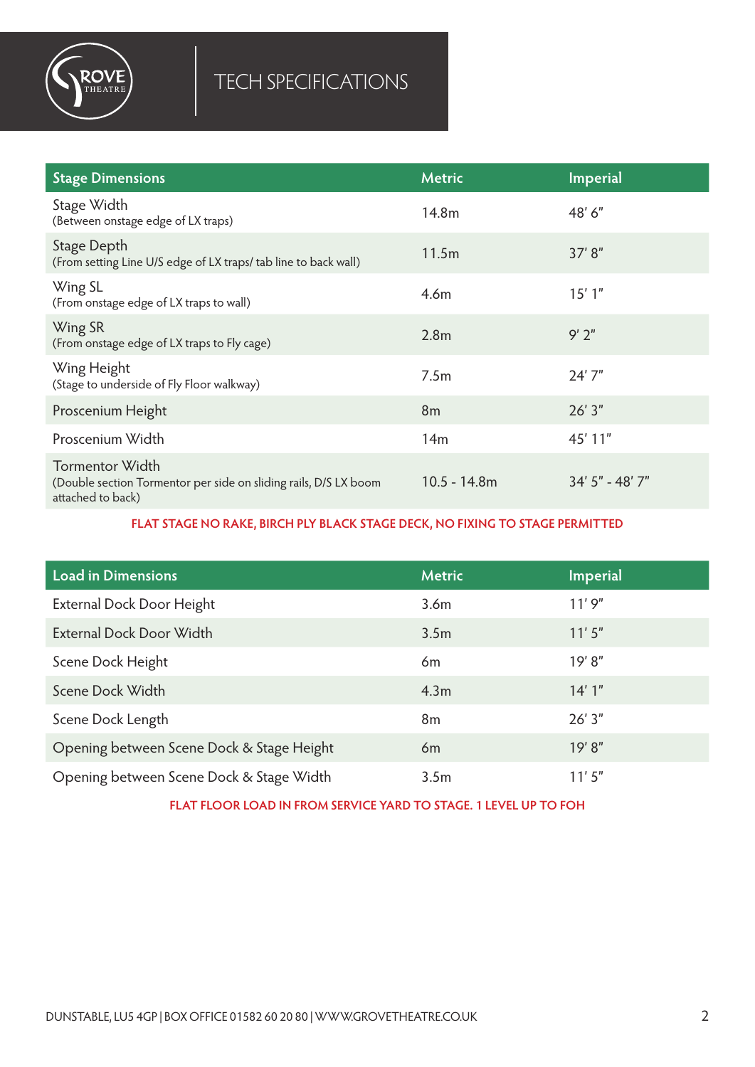# TECH SPECIFICATIONS

| Stage Dimensions | Metric | Imperial |
|---|---|---|
| Stage Width (Between onstage edge of LX traps) | 14.8m | 48' 6" |
| Stage Depth (From setting Line U/S edge of LX traps/ tab line to back wall) | 11.5m | 37' 8" |
| Wing SL (From onstage edge of LX traps to wall) | 4.6m | 15' 1" |
| Wing SR (From onstage edge of LX traps to Fly cage) | 2.8m | 9' 2" |
| Wing Height (Stage to underside of Fly Floor walkway) | 7.5m | 24' 7" |
| Proscenium Height | 8m | 26' 3" |
| Proscenium Width | 14m | 45' 11" |
| Tormentor Width (Double section Tormentor per side on sliding rails, D/S LX boom attached to back) | 10.5 - 14.8m | 34' 5" - 48' 7" |

**FLAT STAGE NO RAKE, BIRCH PLY BLACK STAGE DECK, NO FIXING TO STAGE PERMITTED**

| Load in Dimensions | Metric | Imperial |
|---|---|---|
| External Dock Door Height | 3.6m | 11' 9" |
| External Dock Door Width | 3.5m | 11' 5" |
| Scene Dock Height | 6m | 19' 8" |
| Scene Dock Width | 4.3m | 14' 1" |
| Scene Dock Length | 8m | 26' 3" |
| Opening between Scene Dock & Stage Height | 6m | 19' 8" |
| Opening between Scene Dock & Stage Width | 3.5m | 11' 5" |

**FLAT FLOOR LOAD IN FROM SERVICE YARD TO STAGE. 1 LEVEL UP TO FOH**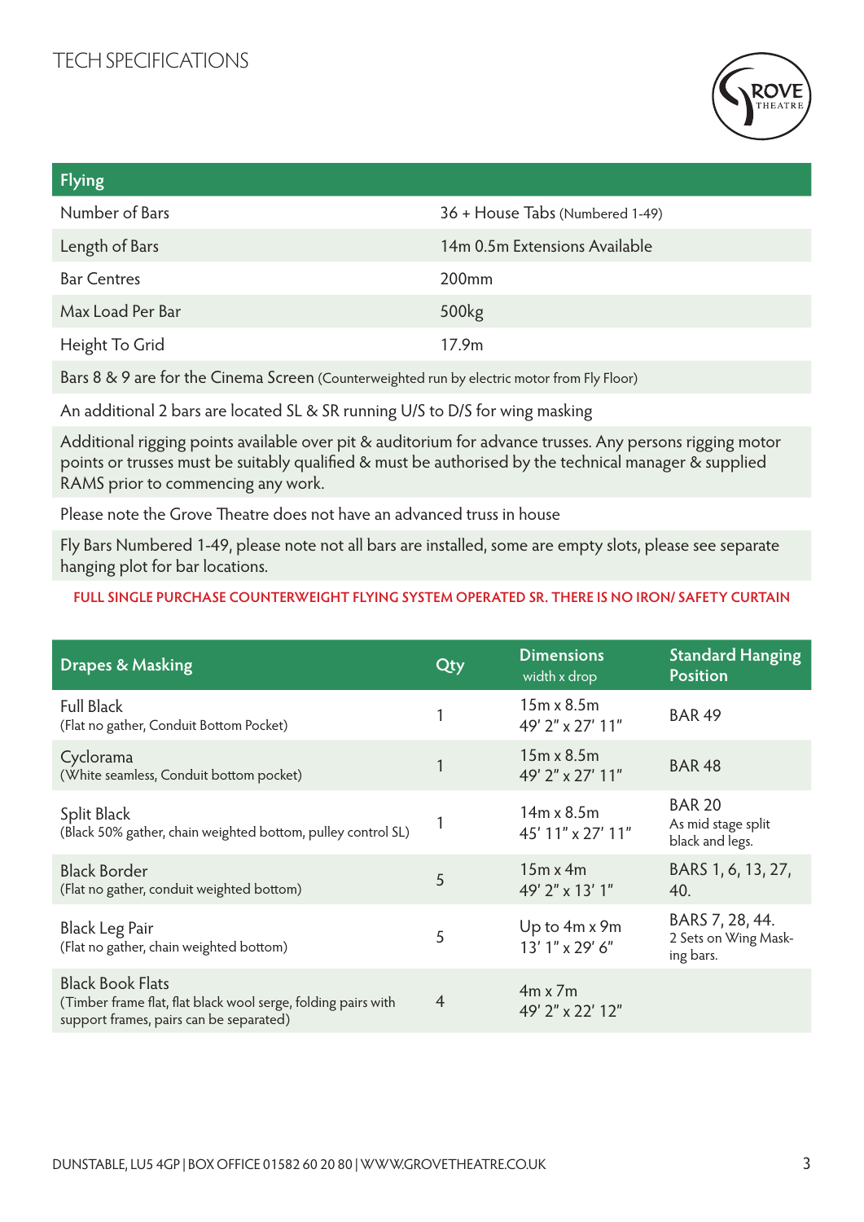# TECH SPECIFICATIONS

| Flying | |
|---|---|
| Number of Bars | 36 + House Tabs (Numbered 1-49) |
| Length of Bars | 14m 0.5m Extensions Available |
| Bar Centres | 200mm |
| Max Load Per Bar | 500kg |
| Height To Grid | 17.9m |
| Bars 8 & 9 are for the Cinema Screen (Counterweighted run by electric motor from Fly Floor) | |
| An additional 2 bars are located SL & SR running U/S to D/S for wing masking | |
| Additional rigging points available over pit & auditorium for advance trusses. Any persons rigging motor points or trusses must be suitably qualified & must be authorised by the technical manager & supplied RAMS prior to commencing any work. | |
| Please note the Grove Theatre does not have an advanced truss in house | |
| Fly Bars Numbered 1-49, please note not all bars are installed, some are empty slots, please see separate hanging plot for bar locations. | |

**FULL SINGLE PURCHASE COUNTERWEIGHT FLYING SYSTEM OPERATED SR. THERE IS NO IRON/ SAFETY CURTAIN**

| Drapes & Masking | Qty | Dimensions width x drop | Standard Hanging Position |
|---|---|---|---|
| Full Black (Flat no gather, Conduit Bottom Pocket) | 1 | 15m x 8.5m 49' 2" x 27' 11" | BAR 49 |
| Cyclorama (White seamless, Conduit bottom pocket) | 1 | 15m x 8.5m 49' 2" x 27' 11" | BAR 48 |
| Split Black (Black 50% gather, chain weighted bottom, pulley control SL) | 1 | 14m x 8.5m 45' 11" x 27' 11" | BAR 20 As mid stage split black and legs. |
| Black Border (Flat no gather, conduit weighted bottom) | 5 | 15m x 4m 49' 2" x 13' 1" | BARS 1, 6, 13, 27, 40. |
| Black Leg Pair (Flat no gather, chain weighted bottom) | 5 | Up to 4m x 9m 13' 1" x 29' 6" | BARS 7, 28, 44. 2 Sets on Wing Masking bars. |
| Black Book Flats (Timber frame flat, flat black wool serge, folding pairs with support frames, pairs can be separated) | 4 | 4m x 7m 49' 2" x 22' 12" | |

DUNSTABLE, LU5 4GP | BOX OFFICE 01582 60 20 80 | WWW.GROVETHEATRE.CO.UK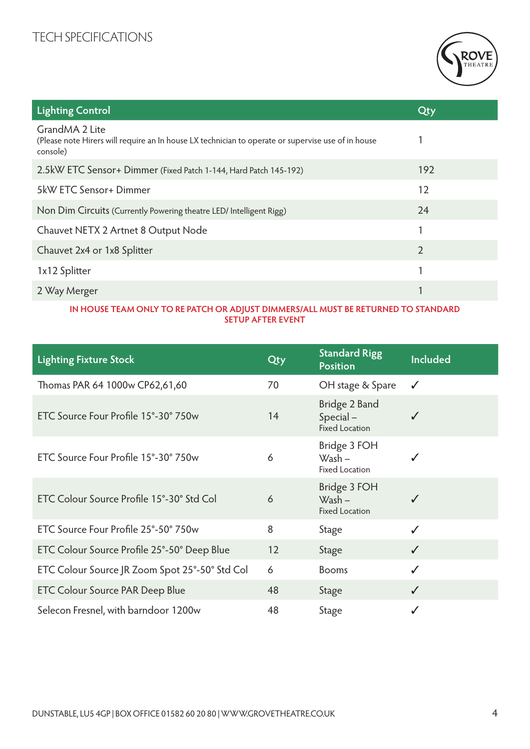# TECH SPECIFICATIONS

| Lighting Control | Qty |
|---|---|
| GrandMA 2 Lite (Please note Hirers will require an In house LX technician to operate or supervise use of in house console) | 1 |
| 2.5kW ETC Sensor+ Dimmer (Fixed Patch 1-144, Hard Patch 145-192) | 192 |
| 5kW ETC Sensor+ Dimmer | 12 |
| Non Dim Circuits (Currently Powering theatre LED/ Intelligent Rigg) | 24 |
| Chauvet NETX 2 Artnet 8 Output Node | 1 |
| Chauvet 2x4 or 1x8 Splitter | 2 |
| 1x12 Splitter | 1 |
| 2 Way Merger | 1 |

**IN HOUSE TEAM ONLY TO RE PATCH OR ADJUST DIMMERS/ALL MUST BE RETURNED TO STANDARD SETUP AFTER EVENT**

| Lighting Fixture Stock | Qty | Standard Rigg Position | Included |
|---|---|---|---|
| Thomas PAR 64 1000w CP62,61,60 | 70 | OH stage & Spare | ✓ |
| ETC Source Four Profile 15°-30° 750w | 14 | Bridge 2 Band Special – Fixed Location | ✓ |
| ETC Source Four Profile 15°-30° 750w | 6 | Bridge 3 FOH Wash – Fixed Location | ✓ |
| ETC Colour Source Profile 15°-30° Std Col | 6 | Bridge 3 FOH Wash – Fixed Location | ✓ |
| ETC Source Four Profile 25°-50° 750w | 8 | Stage | ✓ |
| ETC Colour Source Profile 25°-50° Deep Blue | 12 | Stage | ✓ |
| ETC Colour Source JR Zoom Spot 25°-50° Std Col | 6 | Booms | ✓ |
| ETC Colour Source PAR Deep Blue | 48 | Stage | ✓ |
| Selecon Fresnel, with barndoor 1200w | 48 | Stage | ✓ |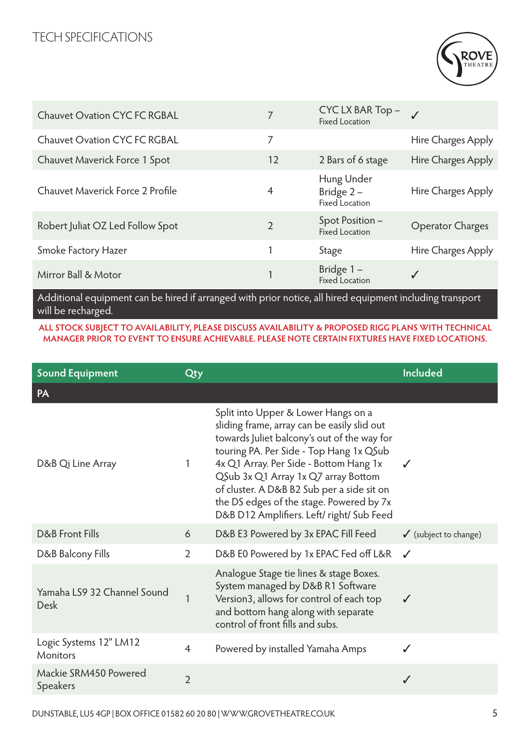TECH SPECIFICATIONS

| | | | |
|---|---|---|---|
| Chauvet Ovation CYC FC RGBAL | 7 | CYC LX BAR Top – Fixed Location | ✓ |
| Chauvet Ovation CYC FC RGBAL | 7 | | Hire Charges Apply |
| Chauvet Maverick Force 1 Spot | 12 | 2 Bars of 6 stage | Hire Charges Apply |
| Chauvet Maverick Force 2 Profile | 4 | Hung Under Bridge 2 – Fixed Location | Hire Charges Apply |
| Robert Juliat OZ Led Follow Spot | 2 | Spot Position – Fixed Location | Operator Charges |
| Smoke Factory Hazer | 1 | Stage | Hire Charges Apply |
| Mirror Ball & Motor | 1 | Bridge 1 – Fixed Location | ✓ |

Additional equipment can be hired if arranged with prior notice, all hired equipment including transport will be recharged.

**ALL STOCK SUBJECT TO AVAILABILITY, PLEASE DISCUSS AVAILABILITY & PROPOSED RIGG PLANS WITH TECHNICAL MANAGER PRIOR TO EVENT TO ENSURE ACHIEVABLE. PLEASE NOTE CERTAIN FIXTURES HAVE FIXED LOCATIONS.**

| Sound Equipment | Qty | | Included |
|---|---|---|---|
| **PA** | | | |
| D&B Qi Line Array | 1 | Split into Upper & Lower Hangs on a sliding frame, array can be easily slid out towards Juliet balcony's out of the way for touring PA. Per Side - Top Hang 1x QSub 4x Q1 Array. Per Side - Bottom Hang 1x QSub 3x Q1 Array 1x Q7 array Bottom of cluster. A D&B B2 Sub per a side sit on the DS edges of the stage. Powered by 7x D&B D12 Amplifiers. Left/ right/ Sub Feed | ✓ |
| D&B Front Fills | 6 | D&B E3 Powered by 3x EPAC Fill Feed | ✓ (subject to change) |
| D&B Balcony Fills | 2 | D&B E0 Powered by 1x EPAC Fed off L&R | ✓ |
| Yamaha LS9 32 Channel Sound Desk | 1 | Analogue Stage tie lines & stage Boxes. System managed by D&B R1 Software Version3, allows for control of each top and bottom hang along with separate control of front fills and subs. | ✓ |
| Logic Systems 12" LM12 Monitors | 4 | Powered by installed Yamaha Amps | ✓ |
| Mackie SRM450 Powered Speakers | 2 | | ✓ |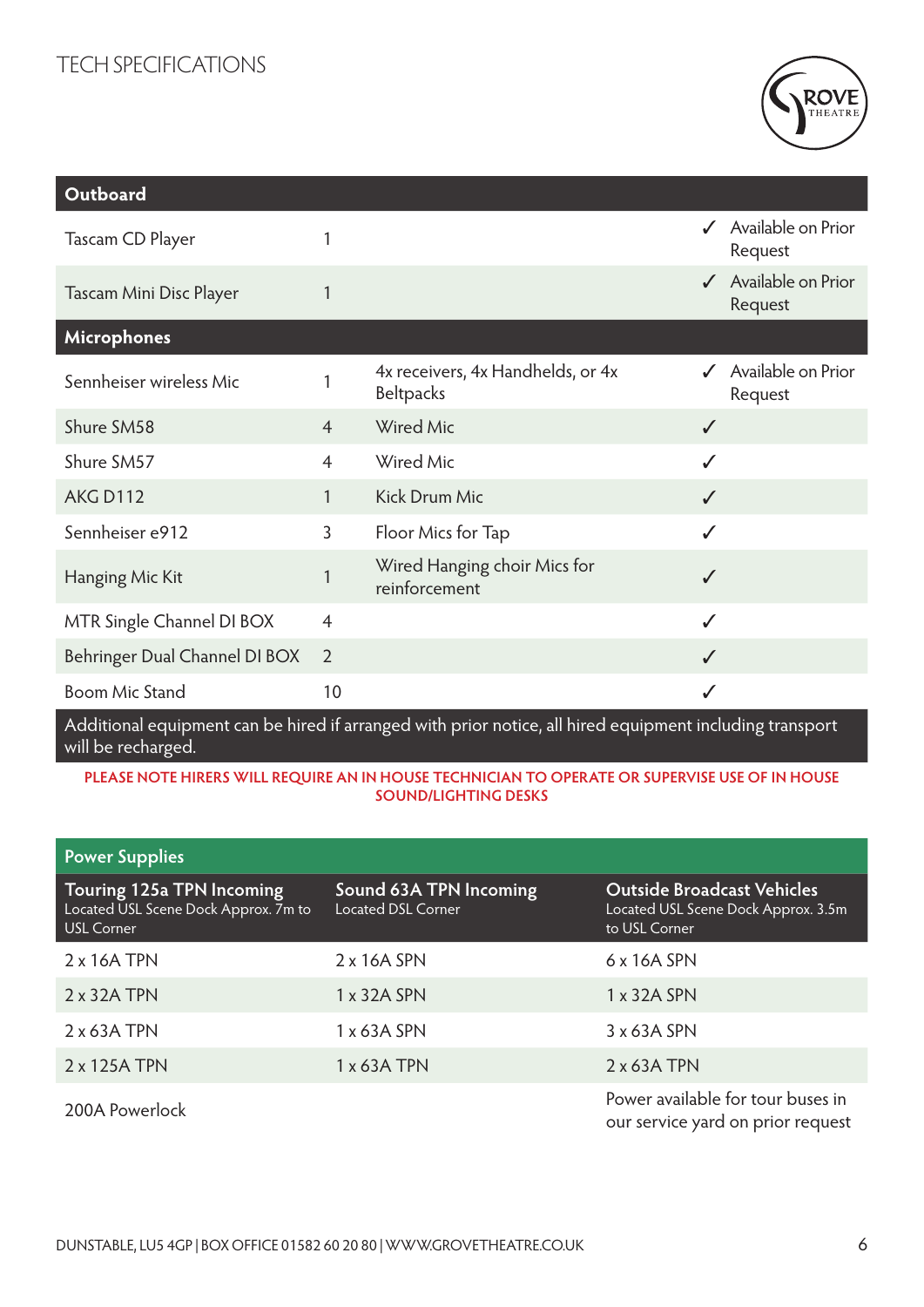# TECH SPECIFICATIONS

| Outboard | | | |
|---|---|---|---|
| Tascam CD Player | 1 | | ✓ Available on Prior Request |
| Tascam Mini Disc Player | 1 | | ✓ Available on Prior Request |
| **Microphones** | | | |
| Sennheiser wireless Mic | 1 | 4x receivers, 4x Handhelds, or 4x Beltpacks | ✓ Available on Prior Request |
| Shure SM58 | 4 | Wired Mic | ✓ |
| Shure SM57 | 4 | Wired Mic | ✓ |
| AKG D112 | 1 | Kick Drum Mic | ✓ |
| Sennheiser e912 | 3 | Floor Mics for Tap | ✓ |
| Hanging Mic Kit | 1 | Wired Hanging choir Mics for reinforcement | ✓ |
| MTR Single Channel DI BOX | 4 | | ✓ |
| Behringer Dual Channel DI BOX | 2 | | ✓ |
| Boom Mic Stand | 10 | | ✓ |

Additional equipment can be hired if arranged with prior notice, all hired equipment including transport will be recharged.

**PLEASE NOTE HIRERS WILL REQUIRE AN IN HOUSE TECHNICIAN TO OPERATE OR SUPERVISE USE OF IN HOUSE SOUND/LIGHTING DESKS**

## Power Supplies

| **Touring 125a TPN Incoming** Located USL Scene Dock Approx. 7m to USL Corner | **Sound 63A TPN Incoming** Located DSL Corner | **Outside Broadcast Vehicles** Located USL Scene Dock Approx. 3.5m to USL Corner |
|---|---|---|
| 2 x 16A TPN | 2 x 16A SPN | 6 x 16A SPN |
| 2 x 32A TPN | 1 x 32A SPN | 1 x 32A SPN |
| 2 x 63A TPN | 1 x 63A SPN | 3 x 63A SPN |
| 2 x 125A TPN | 1 x 63A TPN | 2 x 63A TPN |
| 200A Powerlock | | Power available for tour buses in our service yard on prior request |

DUNSTABLE, LU5 4GP | BOX OFFICE 01582 60 20 80 | WWW.GROVETHEATRE.CO.UK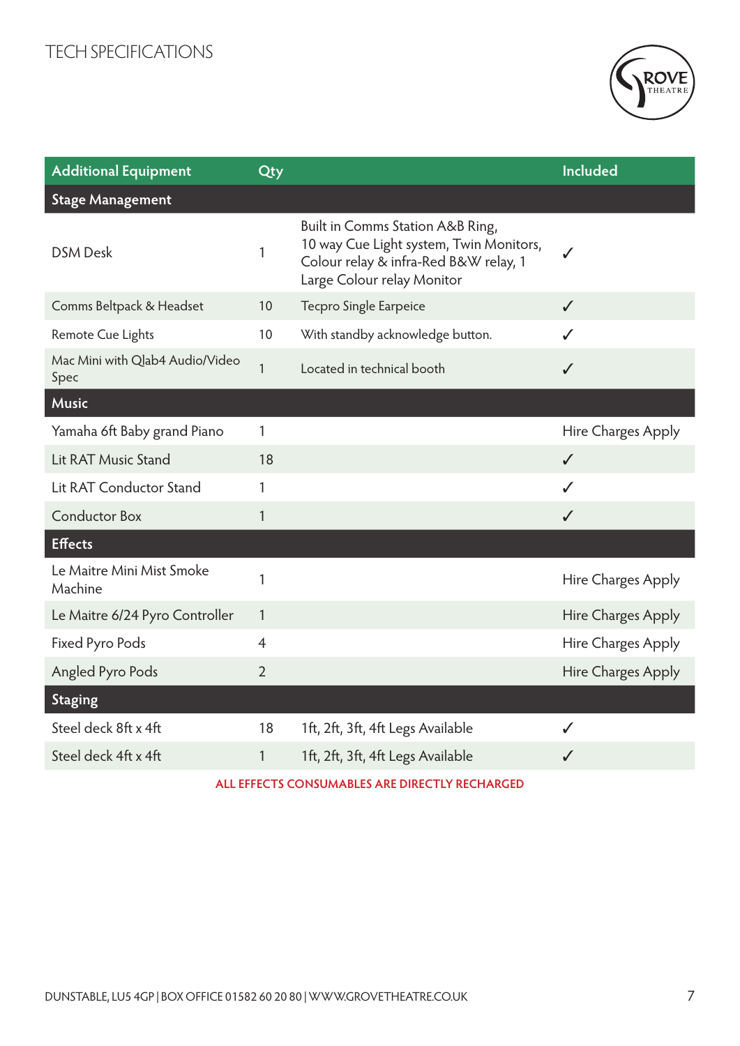# TECH SPECIFICATIONS

| Additional Equipment | Qty | | Included |
|---|---|---|---|
| **Stage Management** | | | |
| DSM Desk | 1 | Built in Comms Station A&B Ring, 10 way Cue Light system, Twin Monitors, Colour relay & infra-Red B&W relay, 1 Large Colour relay Monitor | ✓ |
| Comms Beltpack & Headset | 10 | Tecpro Single Earpeice | ✓ |
| Remote Cue Lights | 10 | With standby acknowledge button. | ✓ |
| Mac Mini with Qlab4 Audio/Video Spec | 1 | Located in technical booth | ✓ |
| **Music** | | | |
| Yamaha 6ft Baby grand Piano | 1 | | Hire Charges Apply |
| Lit RAT Music Stand | 18 | | ✓ |
| Lit RAT Conductor Stand | 1 | | ✓ |
| Conductor Box | 1 | | ✓ |
| **Effects** | | | |
| Le Maitre Mini Mist Smoke Machine | 1 | | Hire Charges Apply |
| Le Maitre 6/24 Pyro Controller | 1 | | Hire Charges Apply |
| Fixed Pyro Pods | 4 | | Hire Charges Apply |
| Angled Pyro Pods | 2 | | Hire Charges Apply |
| **Staging** | | | |
| Steel deck 8ft x 4ft | 18 | 1ft, 2ft, 3ft, 4ft Legs Available | ✓ |
| Steel deck 4ft x 4ft | 1 | 1ft, 2ft, 3ft, 4ft Legs Available | ✓ |

ALL EFFECTS CONSUMABLES ARE DIRECTLY RECHARGED

DUNSTABLE, LU5 4GP | BOX OFFICE 01582 60 20 80 | WWW.GROVETHEATRE.CO.UK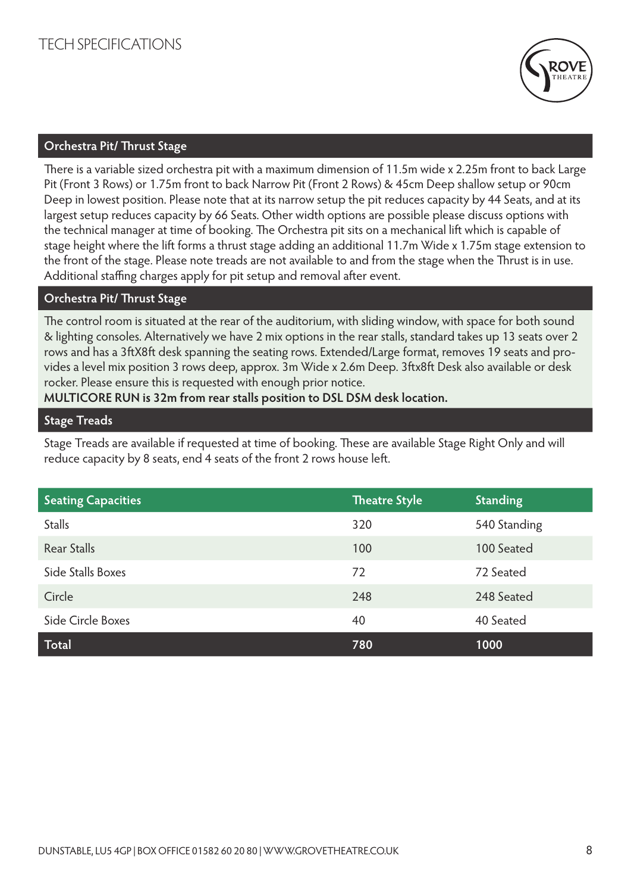# TECH SPECIFICATIONS

## Orchestra Pit/ Thrust Stage

There is a variable sized orchestra pit with a maximum dimension of 11.5m wide x 2.25m front to back Large Pit (Front 3 Rows) or 1.75m front to back Narrow Pit (Front 2 Rows) & 45cm Deep shallow setup or 90cm Deep in lowest position. Please note that at its narrow setup the pit reduces capacity by 44 Seats, and at its largest setup reduces capacity by 66 Seats. Other width options are possible please discuss options with the technical manager at time of booking. The Orchestra pit sits on a mechanical lift which is capable of stage height where the lift forms a thrust stage adding an additional 11.7m Wide x 1.75m stage extension to the front of the stage. Please note treads are not available to and from the stage when the Thrust is in use. Additional staffing charges apply for pit setup and removal after event.

## Orchestra Pit/ Thrust Stage

The control room is situated at the rear of the auditorium, with sliding window, with space for both sound & lighting consoles. Alternatively we have 2 mix options in the rear stalls, standard takes up 13 seats over 2 rows and has a 3ftX8ft desk spanning the seating rows. Extended/Large format, removes 19 seats and provides a level mix position 3 rows deep, approx. 3m Wide x 2.6m Deep. 3ftx8ft Desk also available or desk rocker. Please ensure this is requested with enough prior notice.

**MULTICORE RUN is 32m from rear stalls position to DSL DSM desk location.**

## Stage Treads

Stage Treads are available if requested at time of booking. These are available Stage Right Only and will reduce capacity by 8 seats, end 4 seats of the front 2 rows house left.

| Seating Capacities | Theatre Style | Standing |
|---|---|---|
| Stalls | 320 | 540 Standing |
| Rear Stalls | 100 | 100 Seated |
| Side Stalls Boxes | 72 | 72 Seated |
| Circle | 248 | 248 Seated |
| Side Circle Boxes | 40 | 40 Seated |
| **Total** | **780** | **1000** |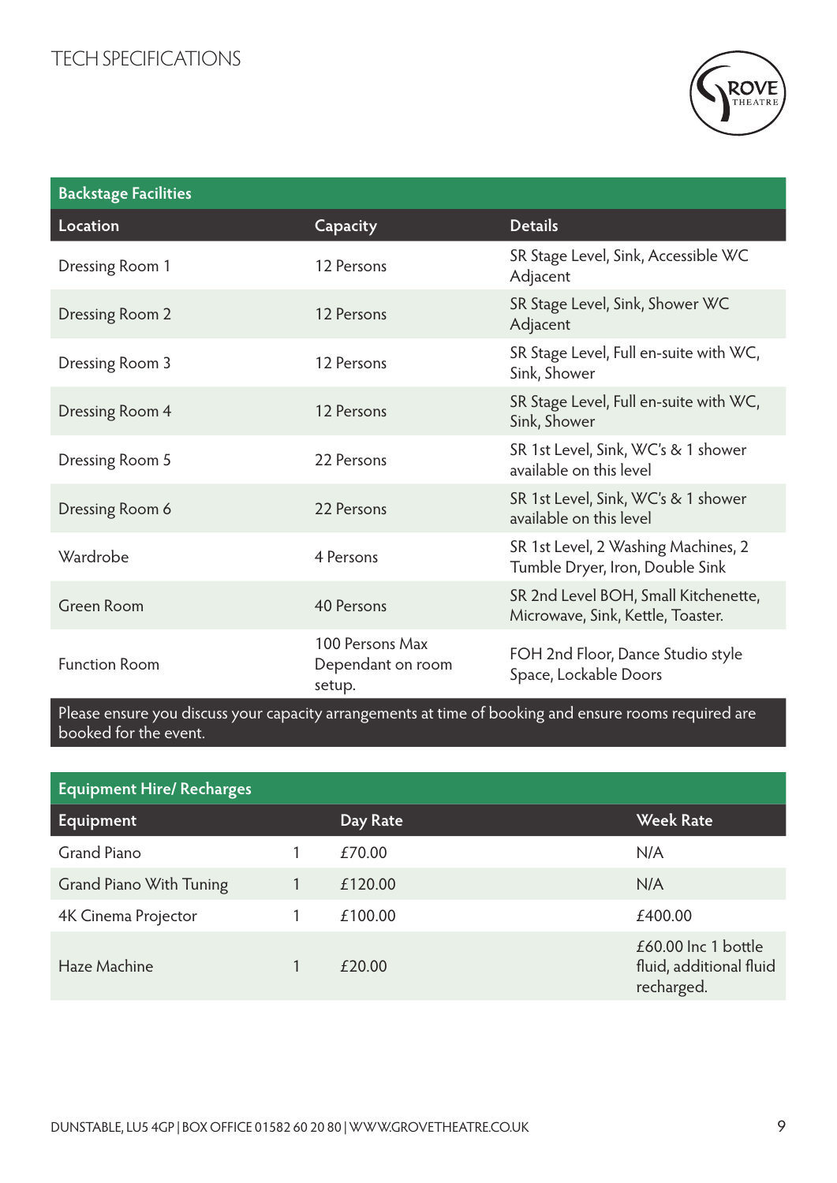# TECH SPECIFICATIONS

## Backstage Facilities

| Location | Capacity | Details |
|---|---|---|
| Dressing Room 1 | 12 Persons | SR Stage Level, Sink, Accessible WC Adjacent |
| Dressing Room 2 | 12 Persons | SR Stage Level, Sink, Shower WC Adjacent |
| Dressing Room 3 | 12 Persons | SR Stage Level, Full en-suite with WC, Sink, Shower |
| Dressing Room 4 | 12 Persons | SR Stage Level, Full en-suite with WC, Sink, Shower |
| Dressing Room 5 | 22 Persons | SR 1st Level, Sink, WC's & 1 shower available on this level |
| Dressing Room 6 | 22 Persons | SR 1st Level, Sink, WC's & 1 shower available on this level |
| Wardrobe | 4 Persons | SR 1st Level, 2 Washing Machines, 2 Tumble Dryer, Iron, Double Sink |
| Green Room | 40 Persons | SR 2nd Level BOH, Small Kitchenette, Microwave, Sink, Kettle, Toaster. |
| Function Room | 100 Persons Max Dependant on room setup. | FOH 2nd Floor, Dance Studio style Space, Lockable Doors |

Please ensure you discuss your capacity arrangements at time of booking and ensure rooms required are booked for the event.

## Equipment Hire/ Recharges

| Equipment | | Day Rate | Week Rate |
|---|---|---|---|
| Grand Piano | 1 | £70.00 | N/A |
| Grand Piano With Tuning | 1 | £120.00 | N/A |
| 4K Cinema Projector | 1 | £100.00 | £400.00 |
| Haze Machine | 1 | £20.00 | £60.00 Inc 1 bottle fluid, additional fluid recharged. |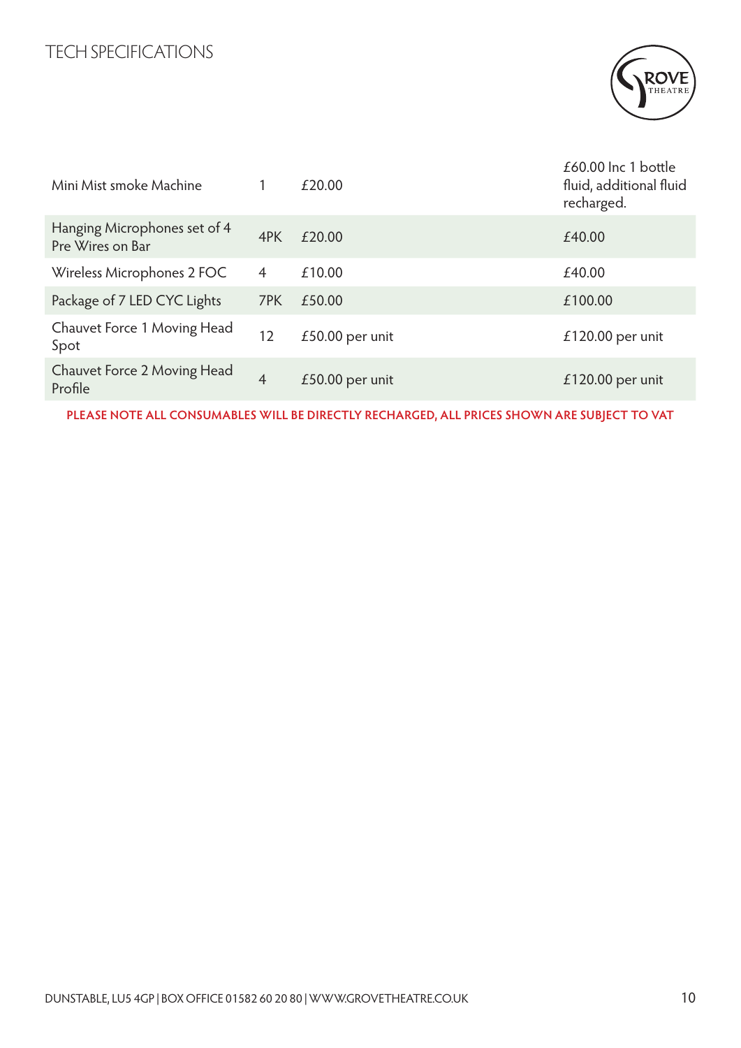# TECH SPECIFICATIONS

| | | | |
|---|---|---|---|
| Mini Mist smoke Machine | 1 | £20.00 | £60.00 Inc 1 bottle fluid, additional fluid recharged. |
| Hanging Microphones set of 4 Pre Wires on Bar | 4PK | £20.00 | £40.00 |
| Wireless Microphones 2 FOC | 4 | £10.00 | £40.00 |
| Package of 7 LED CYC Lights | 7PK | £50.00 | £100.00 |
| Chauvet Force 1 Moving Head Spot | 12 | £50.00 per unit | £120.00 per unit |
| Chauvet Force 2 Moving Head Profile | 4 | £50.00 per unit | £120.00 per unit |

**PLEASE NOTE ALL CONSUMABLES WILL BE DIRECTLY RECHARGED, ALL PRICES SHOWN ARE SUBJECT TO VAT**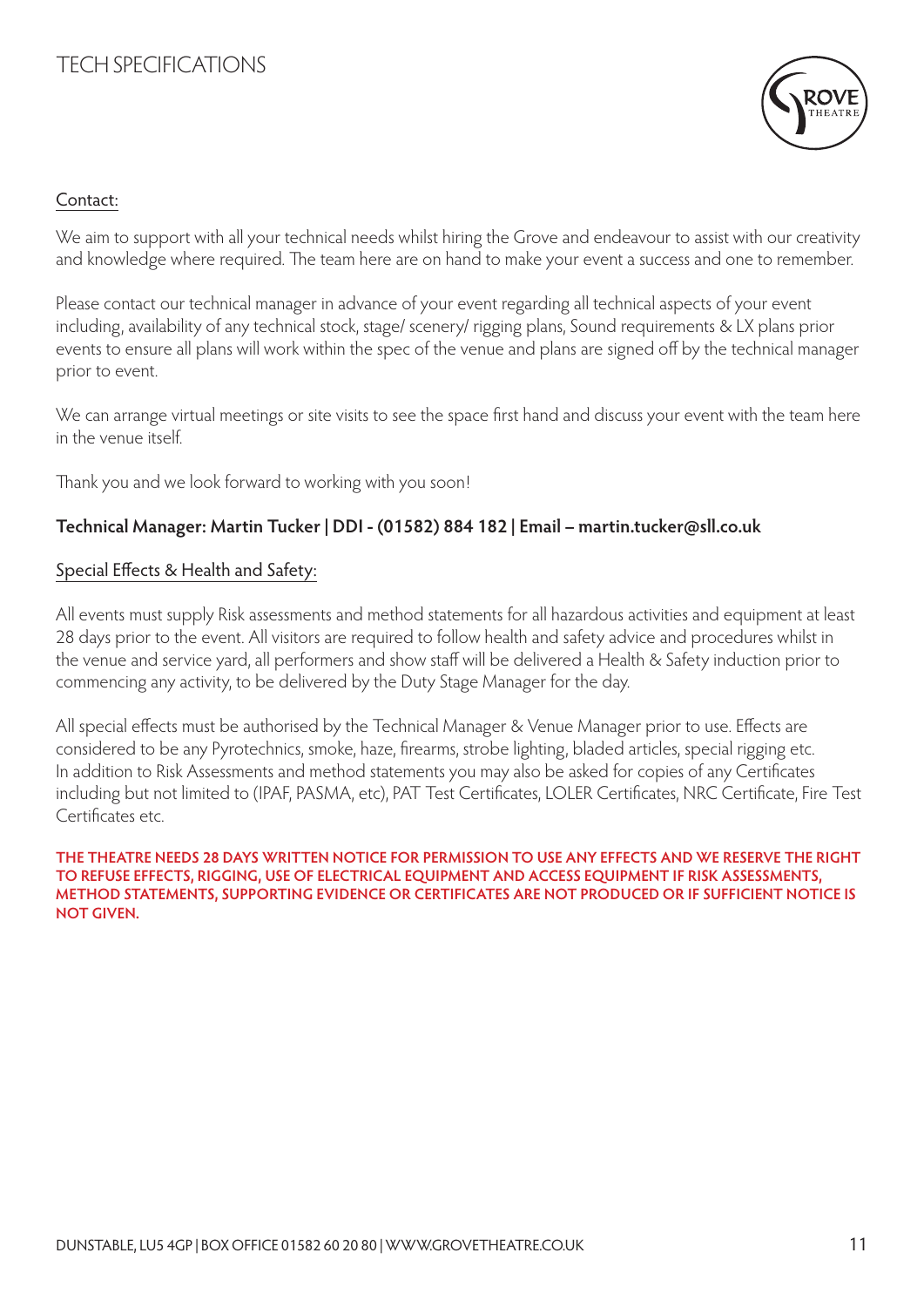# TECH SPECIFICATIONS

## Contact:

We aim to support with all your technical needs whilst hiring the Grove and endeavour to assist with our creativity and knowledge where required. The team here are on hand to make your event a success and one to remember.

Please contact our technical manager in advance of your event regarding all technical aspects of your event including, availability of any technical stock, stage/ scenery/ rigging plans, Sound requirements & LX plans prior events to ensure all plans will work within the spec of the venue and plans are signed off by the technical manager prior to event.

We can arrange virtual meetings or site visits to see the space first hand and discuss your event with the team here in the venue itself.

Thank you and we look forward to working with you soon!

**Technical Manager: Martin Tucker | DDI - (01582) 884 182 | Email – martin.tucker@sll.co.uk**

## Special Effects & Health and Safety:

All events must supply Risk assessments and method statements for all hazardous activities and equipment at least 28 days prior to the event. All visitors are required to follow health and safety advice and procedures whilst in the venue and service yard, all performers and show staff will be delivered a Health & Safety induction prior to commencing any activity, to be delivered by the Duty Stage Manager for the day.

All special effects must be authorised by the Technical Manager & Venue Manager prior to use. Effects are considered to be any Pyrotechnics, smoke, haze, firearms, strobe lighting, bladed articles, special rigging etc. In addition to Risk Assessments and method statements you may also be asked for copies of any Certificates including but not limited to (IPAF, PASMA, etc), PAT Test Certificates, LOLER Certificates, NRC Certificate, Fire Test Certificates etc.

**THE THEATRE NEEDS 28 DAYS WRITTEN NOTICE FOR PERMISSION TO USE ANY EFFECTS AND WE RESERVE THE RIGHT TO REFUSE EFFECTS, RIGGING, USE OF ELECTRICAL EQUIPMENT AND ACCESS EQUIPMENT IF RISK ASSESSMENTS, METHOD STATEMENTS, SUPPORTING EVIDENCE OR CERTIFICATES ARE NOT PRODUCED OR IF SUFFICIENT NOTICE IS NOT GIVEN.**